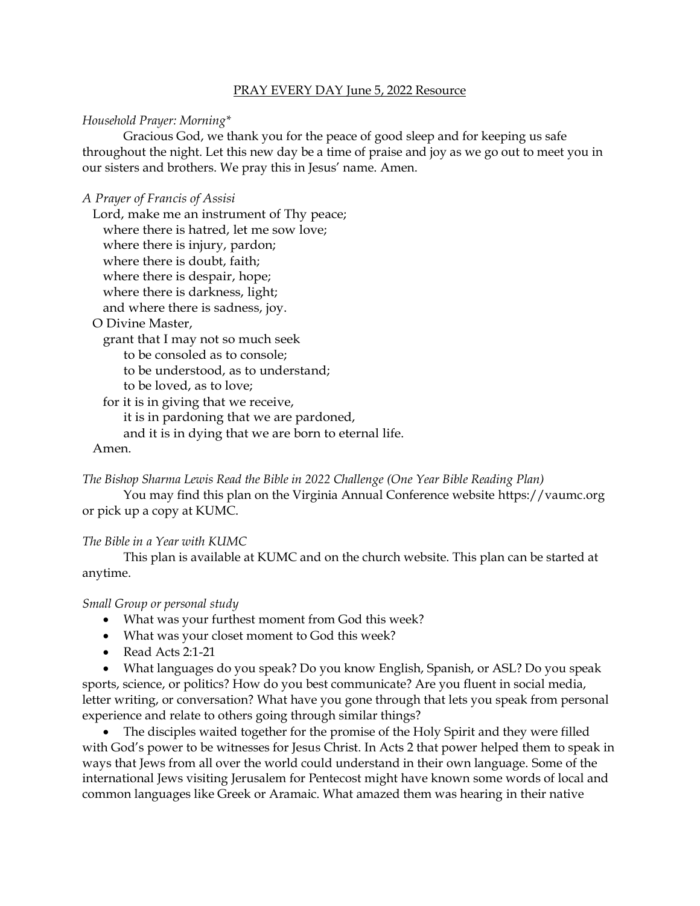PRAY EVERY DAY June 5, 2022 Resource

*Household Prayer: Morning**

Gracious God, we thank you for the peace of good sleep and for keeping us safe throughout the night. Let this new day be a time of praise and joy as we go out to meet you in our sisters and brothers. We pray this in Jesus' name. Amen.

*A Prayer of Francis of Assisi*

Lord, make me an instrument of Thy peace;
where there is hatred, let me sow love;
where there is injury, pardon;
where there is doubt, faith;
where there is despair, hope;
where there is darkness, light;
and where there is sadness, joy.
O Divine Master,
grant that I may not so much seek
to be consoled as to console;
to be understood, as to understand;
to be loved, as to love;
for it is in giving that we receive,
it is in pardoning that we are pardoned,
and it is in dying that we are born to eternal life.
Amen.

*The Bishop Sharma Lewis Read the Bible in 2022 Challenge (One Year Bible Reading Plan)*

You may find this plan on the Virginia Annual Conference website https://vaumc.org or pick up a copy at KUMC.

*The Bible in a Year with KUMC*

This plan is available at KUMC and on the church website. This plan can be started at anytime.

*Small Group or personal study*

- What was your furthest moment from God this week?
- What was your closet moment to God this week?
- Read Acts 2:1-21
- What languages do you speak? Do you know English, Spanish, or ASL? Do you speak sports, science, or politics? How do you best communicate? Are you fluent in social media, letter writing, or conversation? What have you gone through that lets you speak from personal experience and relate to others going through similar things?
- The disciples waited together for the promise of the Holy Spirit and they were filled with God's power to be witnesses for Jesus Christ. In Acts 2 that power helped them to speak in ways that Jews from all over the world could understand in their own language. Some of the international Jews visiting Jerusalem for Pentecost might have known some words of local and common languages like Greek or Aramaic. What amazed them was hearing in their native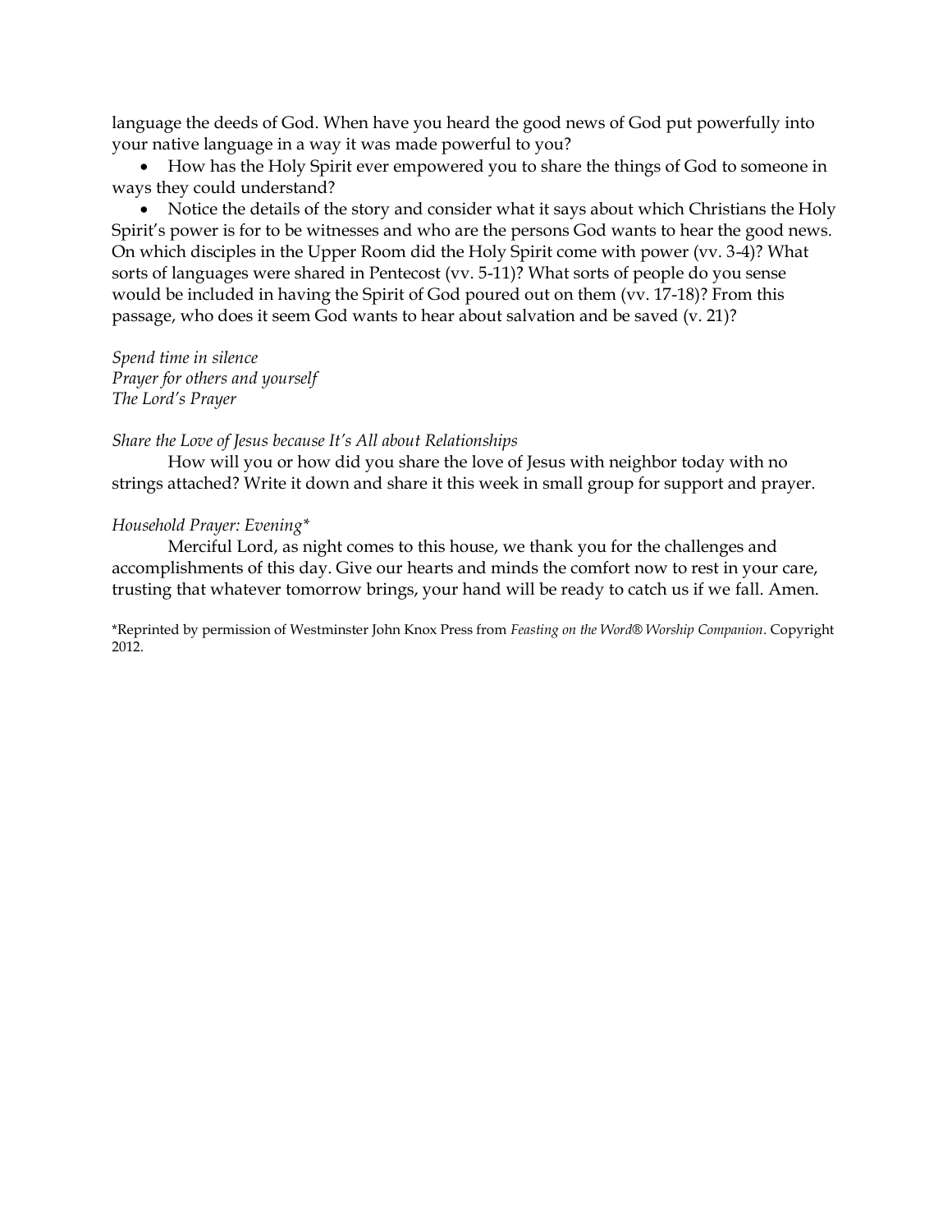language the deeds of God. When have you heard the good news of God put powerfully into your native language in a way it was made powerful to you?

- How has the Holy Spirit ever empowered you to share the things of God to someone in ways they could understand?
- Notice the details of the story and consider what it says about which Christians the Holy Spirit's power is for to be witnesses and who are the persons God wants to hear the good news. On which disciples in the Upper Room did the Holy Spirit come with power (vv. 3-4)? What sorts of languages were shared in Pentecost (vv. 5-11)? What sorts of people do you sense would be included in having the Spirit of God poured out on them (vv. 17-18)? From this passage, who does it seem God wants to hear about salvation and be saved (v. 21)?

*Spend time in silence*
*Prayer for others and yourself*
*The Lord's Prayer*

*Share the Love of Jesus because It's All about Relationships*

How will you or how did you share the love of Jesus with neighbor today with no strings attached? Write it down and share it this week in small group for support and prayer.

*Household Prayer: Evening**

Merciful Lord, as night comes to this house, we thank you for the challenges and accomplishments of this day. Give our hearts and minds the comfort now to rest in your care, trusting that whatever tomorrow brings, your hand will be ready to catch us if we fall. Amen.

*Reprinted by permission of Westminster John Knox Press from *Feasting on the Word® Worship Companion*. Copyright 2012.